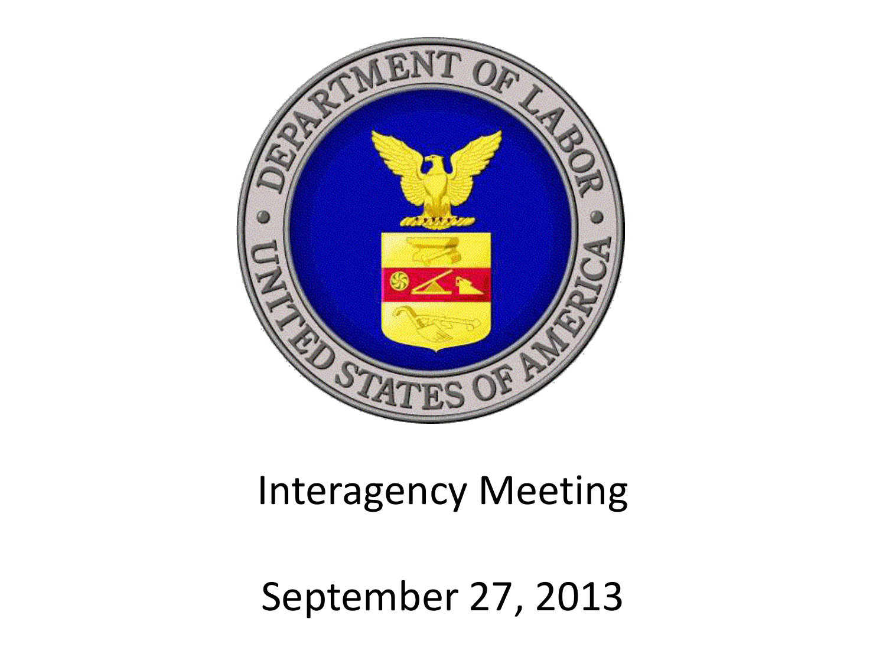Interagency Meeting

September 27, 2013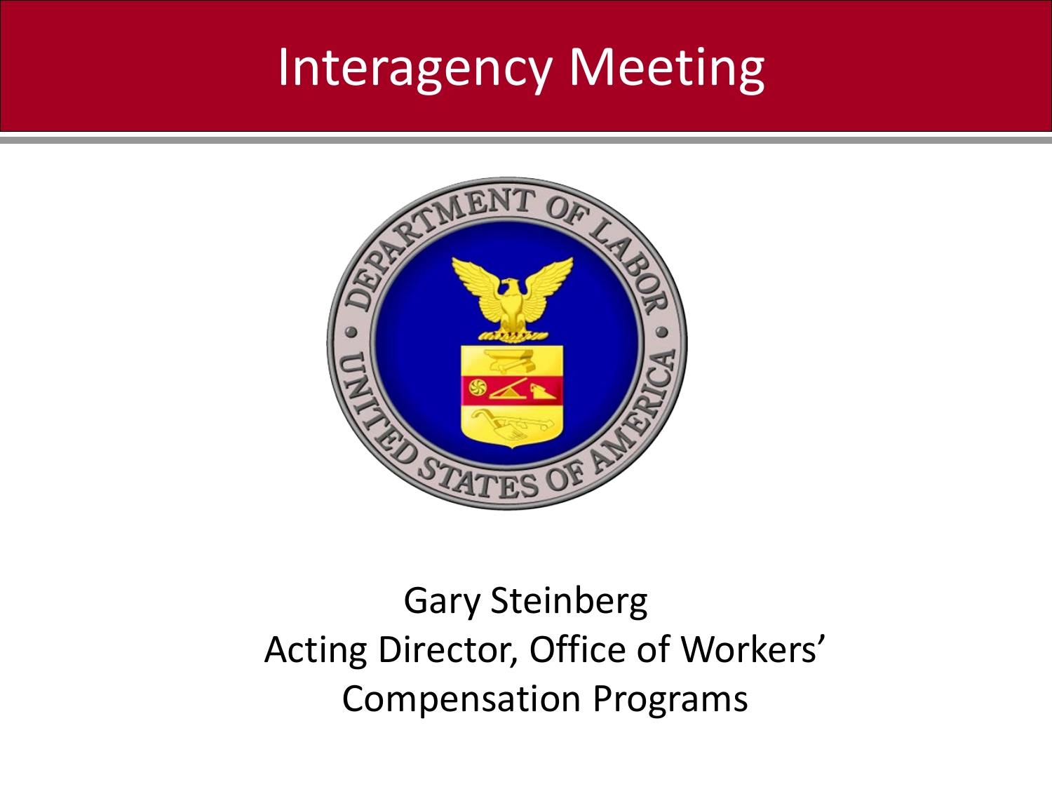# Interagency Meeting

Gary Steinberg
Acting Director, Office of Workers' Compensation Programs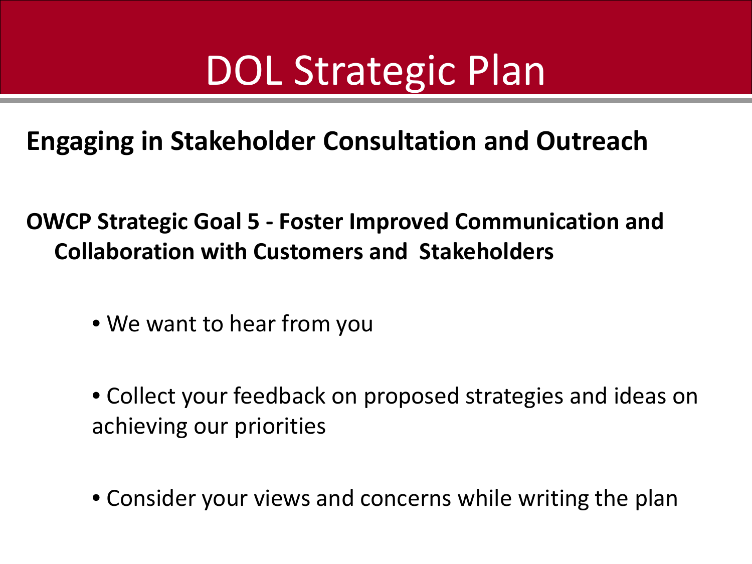# DOL Strategic Plan

**Engaging in Stakeholder Consultation and Outreach**

**OWCP Strategic Goal 5 - Foster Improved Communication and Collaboration with Customers and Stakeholders**

- We want to hear from you
- Collect your feedback on proposed strategies and ideas on achieving our priorities
- Consider your views and concerns while writing the plan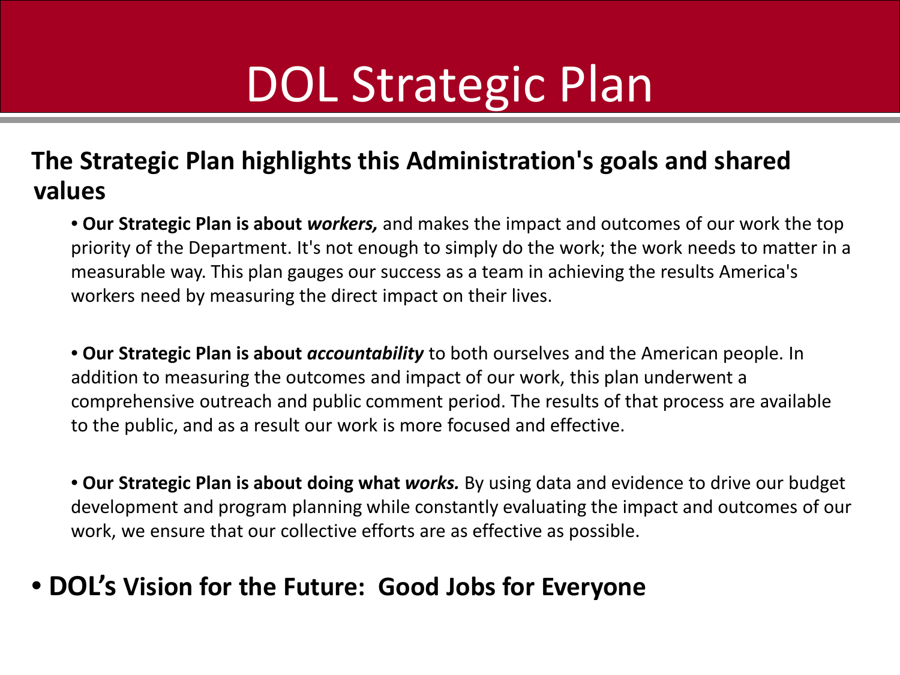# DOL Strategic Plan

**The Strategic Plan highlights this Administration's goals and shared values**

- **Our Strategic Plan is about *workers,*** and makes the impact and outcomes of our work the top priority of the Department. It's not enough to simply do the work; the work needs to matter in a measurable way. This plan gauges our success as a team in achieving the results America's workers need by measuring the direct impact on their lives.

- **Our Strategic Plan is about *accountability*** to both ourselves and the American people. In addition to measuring the outcomes and impact of our work, this plan underwent a comprehensive outreach and public comment period. The results of that process are available to the public, and as a result our work is more focused and effective.

- **Our Strategic Plan is about doing what *works.*** By using data and evidence to drive our budget development and program planning while constantly evaluating the impact and outcomes of our work, we ensure that our collective efforts are as effective as possible.

- **DOL's Vision for the Future: Good Jobs for Everyone**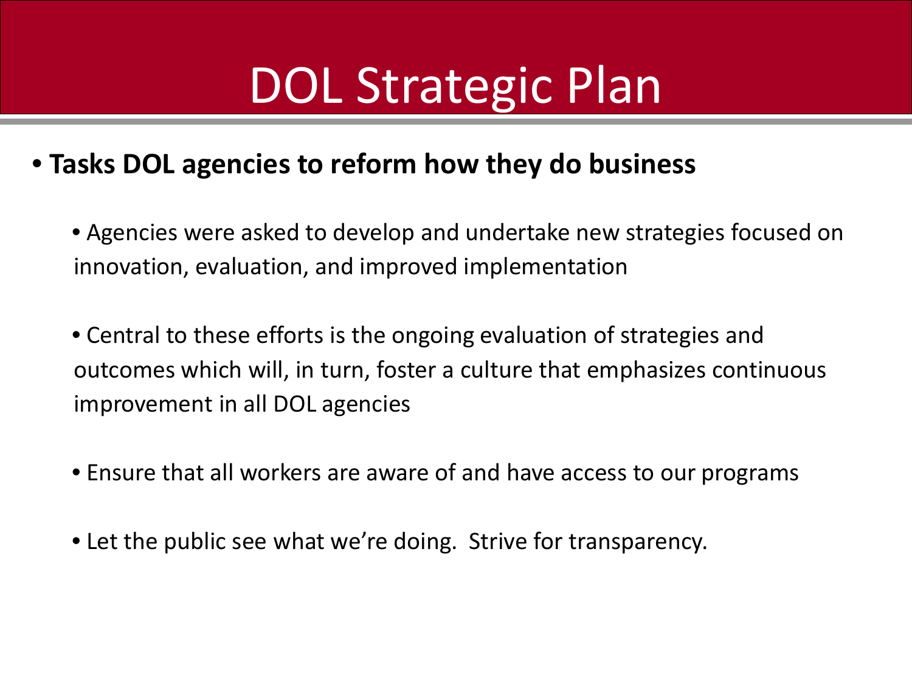# DOL Strategic Plan

- **Tasks DOL agencies to reform how they do business**
  - Agencies were asked to develop and undertake new strategies focused on innovation, evaluation, and improved implementation
  - Central to these efforts is the ongoing evaluation of strategies and outcomes which will, in turn, foster a culture that emphasizes continuous improvement in all DOL agencies
  - Ensure that all workers are aware of and have access to our programs
  - Let the public see what we're doing. Strive for transparency.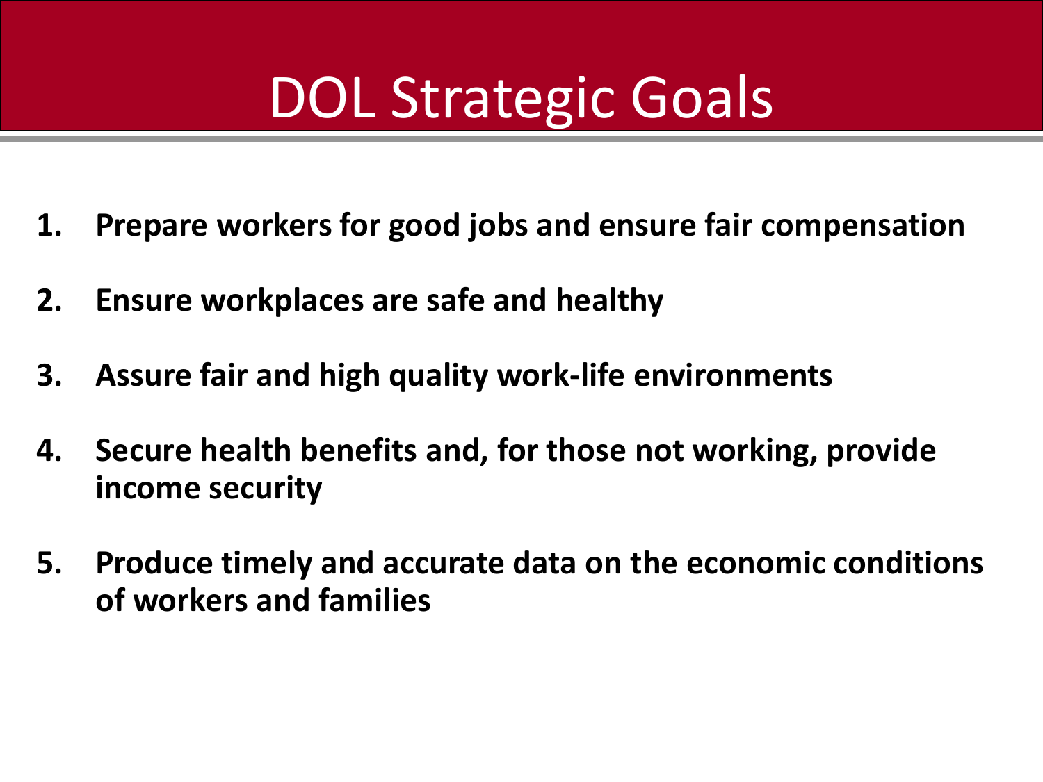# DOL Strategic Goals

1. **Prepare workers for good jobs and ensure fair compensation**
2. **Ensure workplaces are safe and healthy**
3. **Assure fair and high quality work-life environments**
4. **Secure health benefits and, for those not working, provide income security**
5. **Produce timely and accurate data on the economic conditions of workers and families**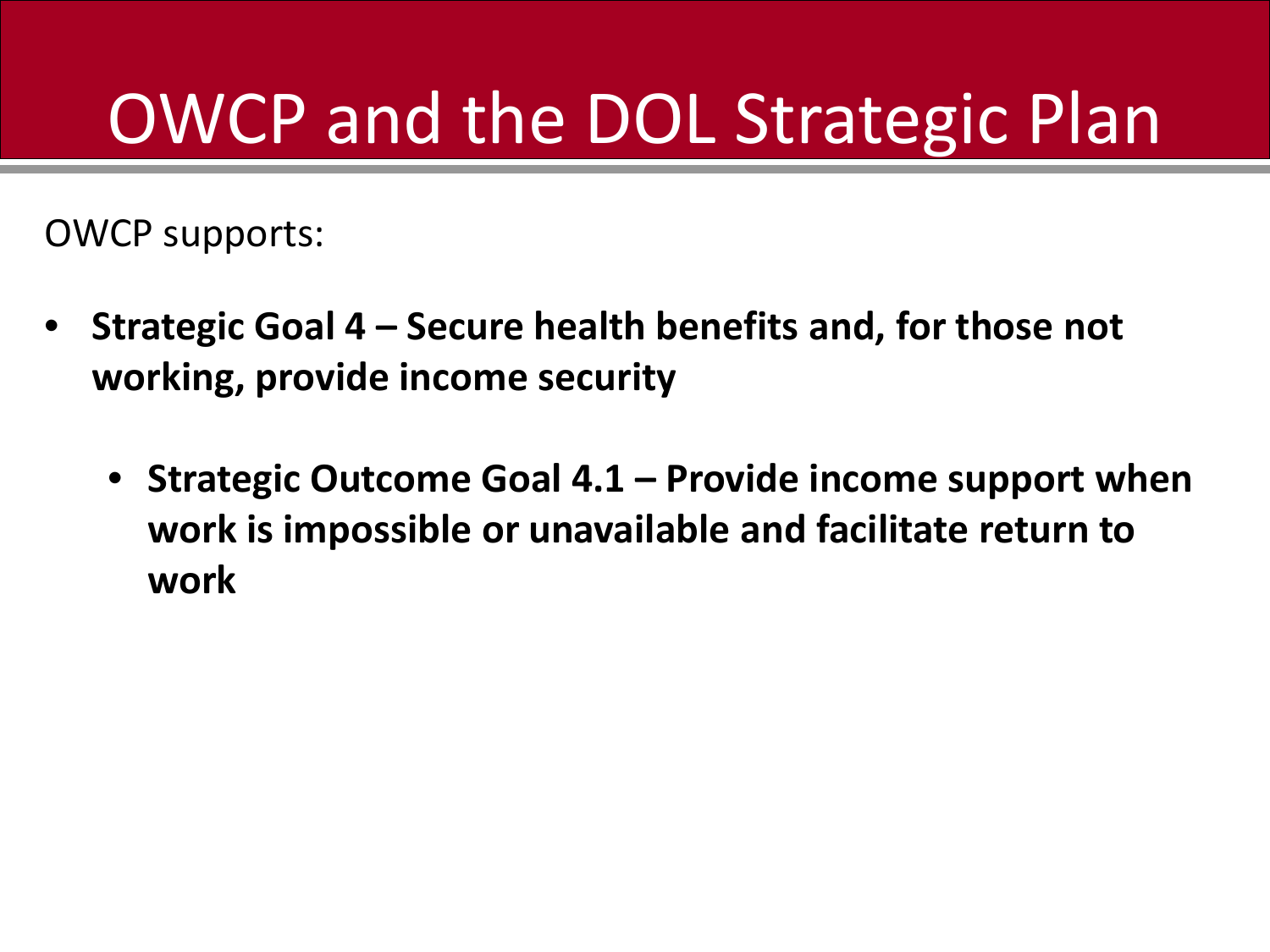# OWCP and the DOL Strategic Plan

OWCP supports:

- **Strategic Goal 4 – Secure health benefits and, for those not working, provide income security**
  - **Strategic Outcome Goal 4.1 – Provide income support when work is impossible or unavailable and facilitate return to work**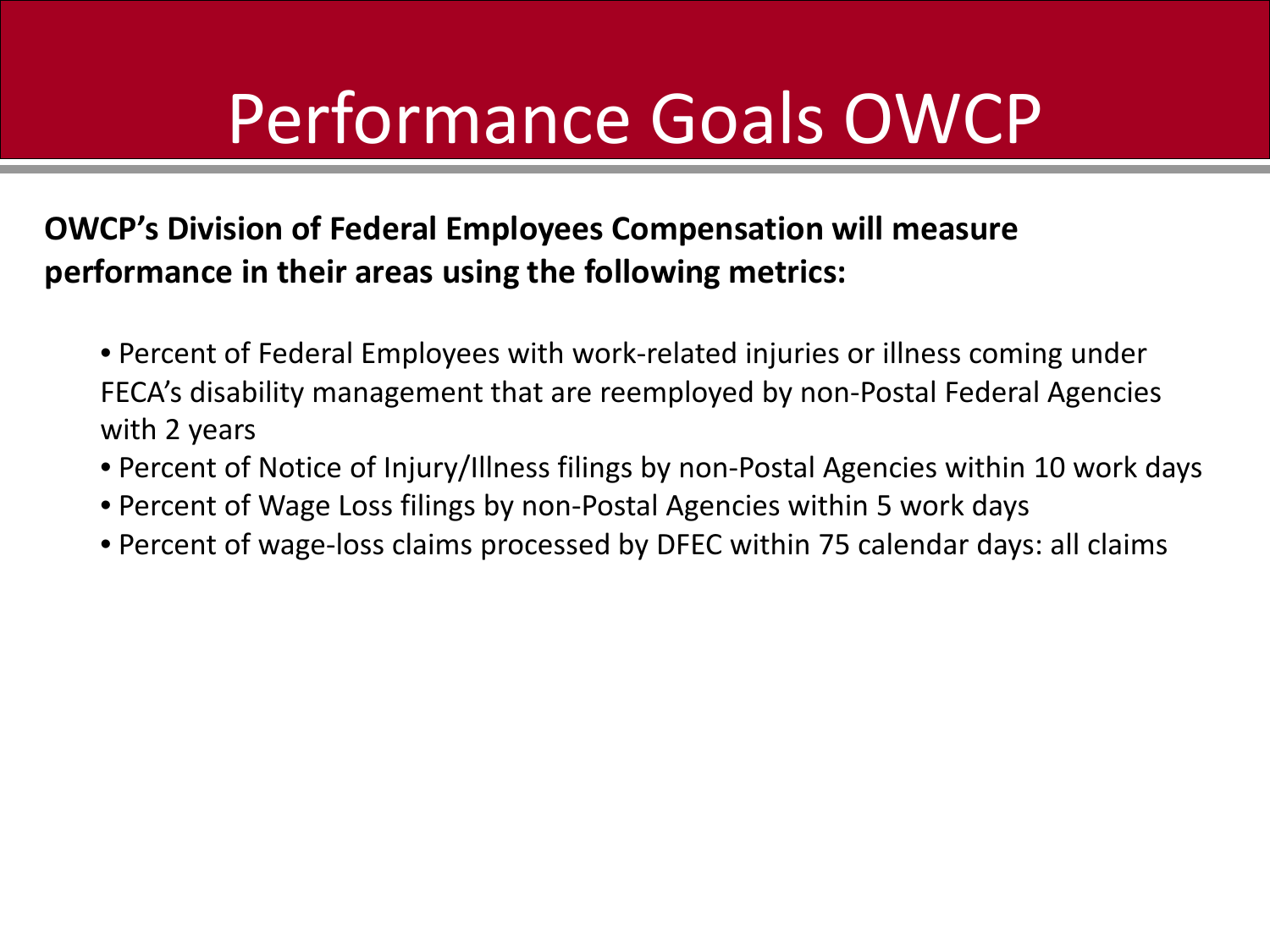# Performance Goals OWCP

**OWCP's Division of Federal Employees Compensation will measure performance in their areas using the following metrics:**

- Percent of Federal Employees with work-related injuries or illness coming under FECA's disability management that are reemployed by non-Postal Federal Agencies with 2 years
- Percent of Notice of Injury/Illness filings by non-Postal Agencies within 10 work days
- Percent of Wage Loss filings by non-Postal Agencies within 5 work days
- Percent of wage-loss claims processed by DFEC within 75 calendar days: all claims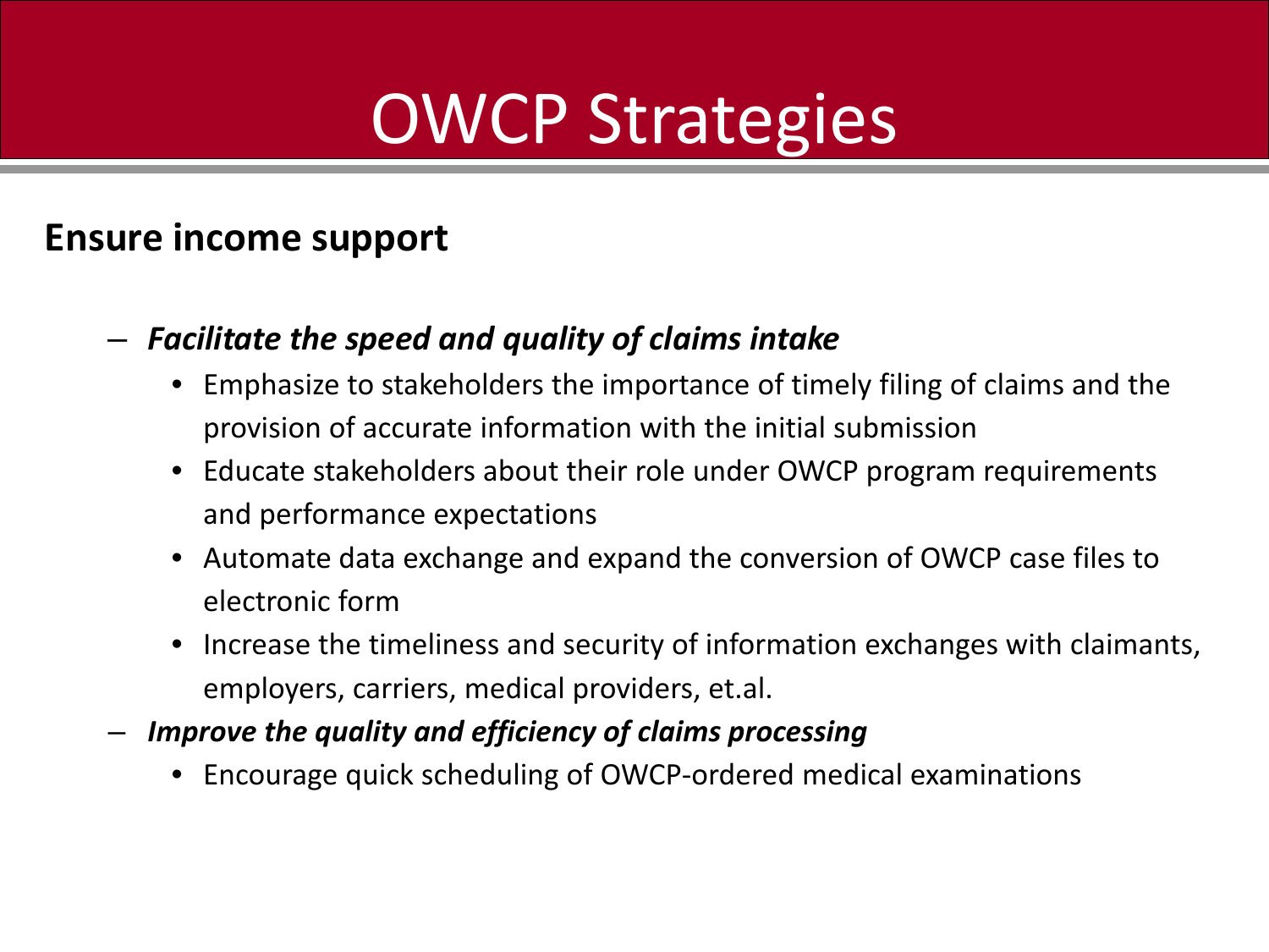# OWCP Strategies

**Ensure income support**

- ***Facilitate the speed and quality of claims intake***
  - Emphasize to stakeholders the importance of timely filing of claims and the provision of accurate information with the initial submission
  - Educate stakeholders about their role under OWCP program requirements and performance expectations
  - Automate data exchange and expand the conversion of OWCP case files to electronic form
  - Increase the timeliness and security of information exchanges with claimants, employers, carriers, medical providers, et.al.
- ***Improve the quality and efficiency of claims processing***
  - Encourage quick scheduling of OWCP-ordered medical examinations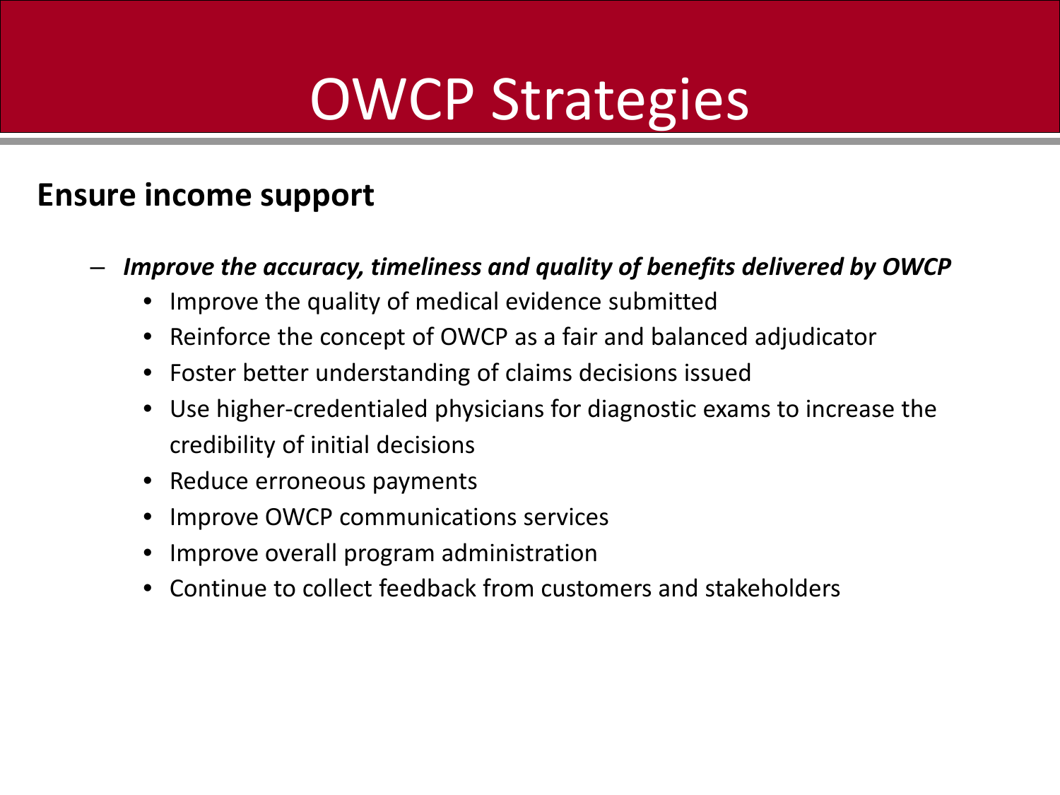# OWCP Strategies

**Ensure income support**

- ***Improve the accuracy, timeliness and quality of benefits delivered by OWCP***
  - Improve the quality of medical evidence submitted
  - Reinforce the concept of OWCP as a fair and balanced adjudicator
  - Foster better understanding of claims decisions issued
  - Use higher-credentialed physicians for diagnostic exams to increase the credibility of initial decisions
  - Reduce erroneous payments
  - Improve OWCP communications services
  - Improve overall program administration
  - Continue to collect feedback from customers and stakeholders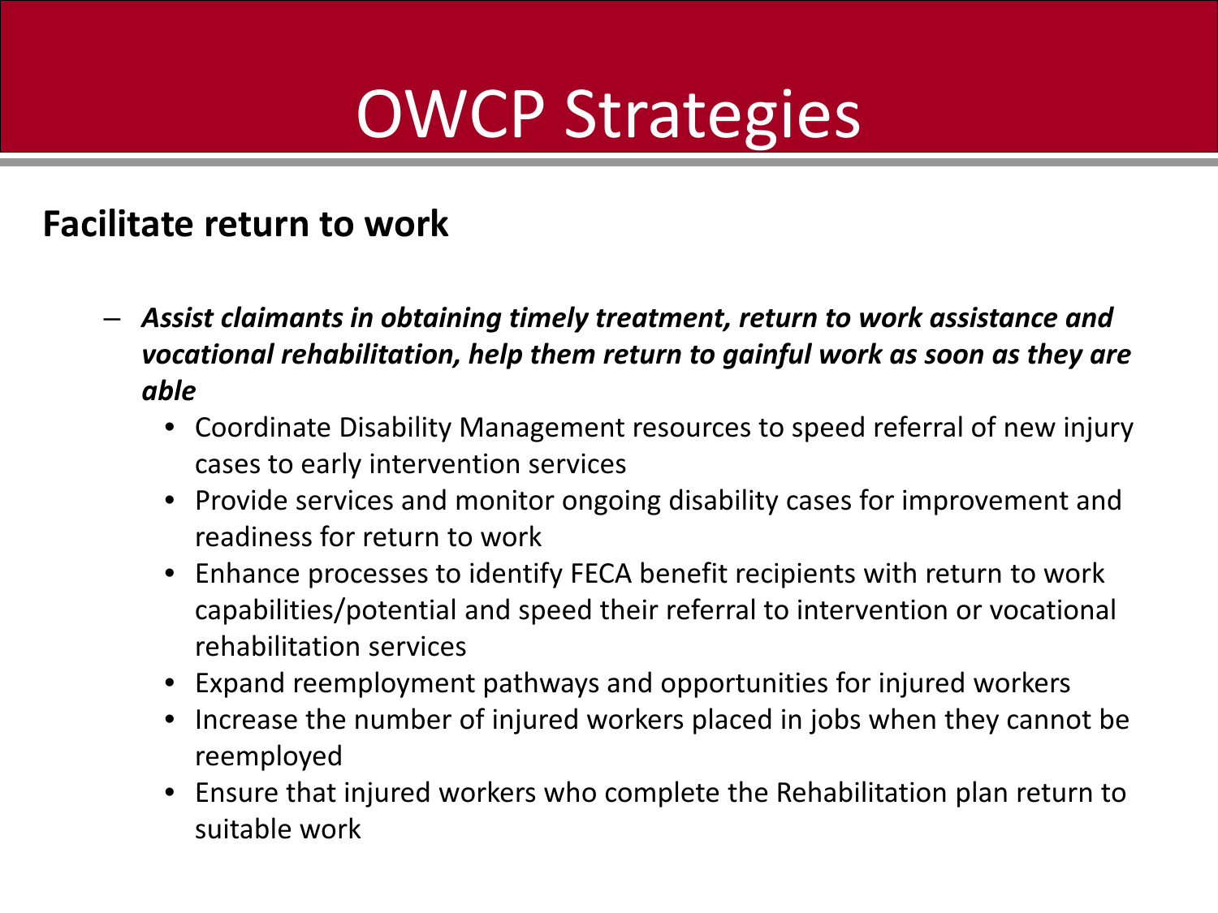# OWCP Strategies

**Facilitate return to work**

- ***Assist claimants in obtaining timely treatment, return to work assistance and vocational rehabilitation, help them return to gainful work as soon as they are able***
  - Coordinate Disability Management resources to speed referral of new injury cases to early intervention services
  - Provide services and monitor ongoing disability cases for improvement and readiness for return to work
  - Enhance processes to identify FECA benefit recipients with return to work capabilities/potential and speed their referral to intervention or vocational rehabilitation services
  - Expand reemployment pathways and opportunities for injured workers
  - Increase the number of injured workers placed in jobs when they cannot be reemployed
  - Ensure that injured workers who complete the Rehabilitation plan return to suitable work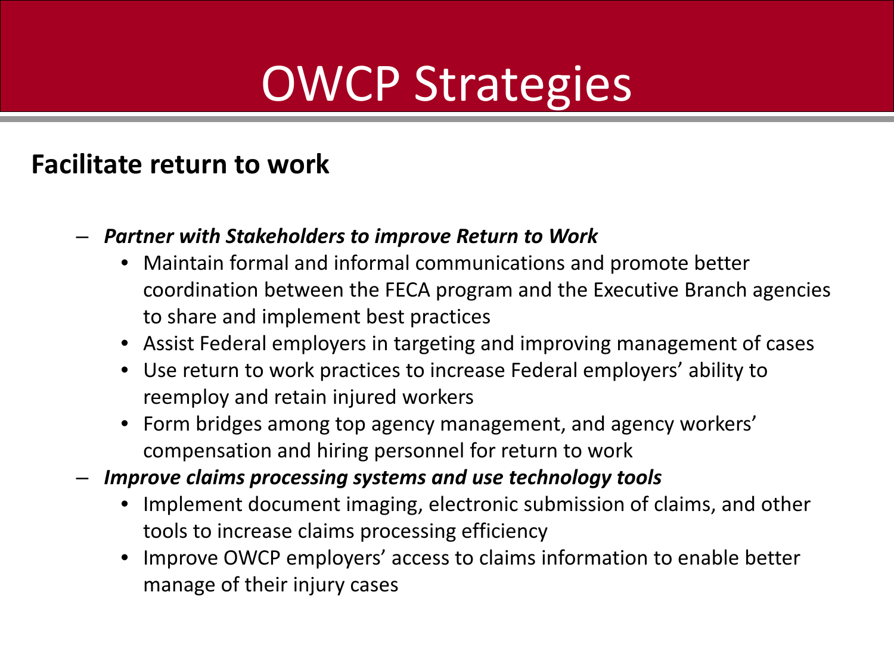# OWCP Strategies

**Facilitate return to work**

- ***Partner with Stakeholders to improve Return to Work***
  - Maintain formal and informal communications and promote better coordination between the FECA program and the Executive Branch agencies to share and implement best practices
  - Assist Federal employers in targeting and improving management of cases
  - Use return to work practices to increase Federal employers' ability to reemploy and retain injured workers
  - Form bridges among top agency management, and agency workers' compensation and hiring personnel for return to work
- ***Improve claims processing systems and use technology tools***
  - Implement document imaging, electronic submission of claims, and other tools to increase claims processing efficiency
  - Improve OWCP employers' access to claims information to enable better manage of their injury cases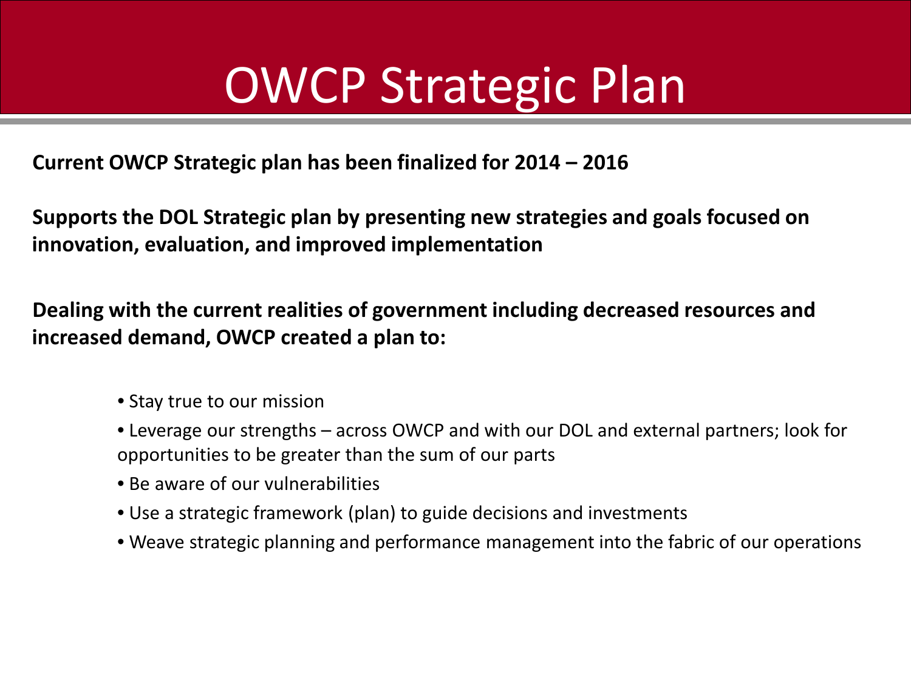# OWCP Strategic Plan

**Current OWCP Strategic plan has been finalized for 2014 – 2016**

**Supports the DOL Strategic plan by presenting new strategies and goals focused on innovation, evaluation, and improved implementation**

**Dealing with the current realities of government including decreased resources and increased demand, OWCP created a plan to:**

- Stay true to our mission
- Leverage our strengths – across OWCP and with our DOL and external partners; look for opportunities to be greater than the sum of our parts
- Be aware of our vulnerabilities
- Use a strategic framework (plan) to guide decisions and investments
- Weave strategic planning and performance management into the fabric of our operations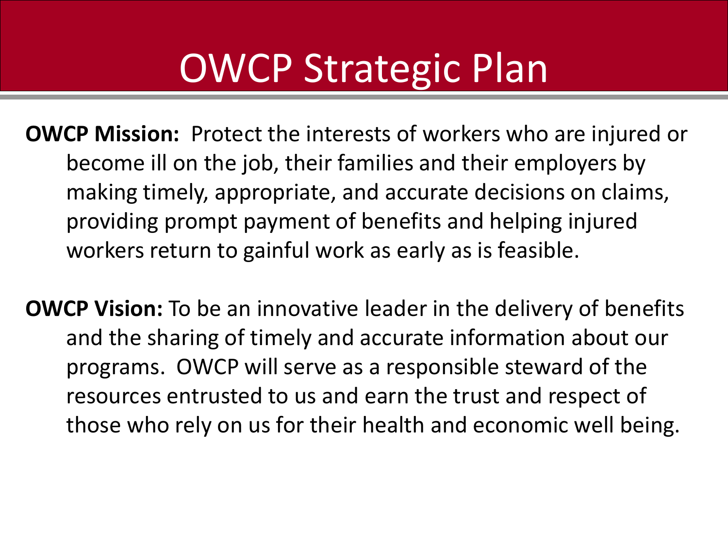# OWCP Strategic Plan

**OWCP Mission:** Protect the interests of workers who are injured or become ill on the job, their families and their employers by making timely, appropriate, and accurate decisions on claims, providing prompt payment of benefits and helping injured workers return to gainful work as early as is feasible.

**OWCP Vision:** To be an innovative leader in the delivery of benefits and the sharing of timely and accurate information about our programs. OWCP will serve as a responsible steward of the resources entrusted to us and earn the trust and respect of those who rely on us for their health and economic well being.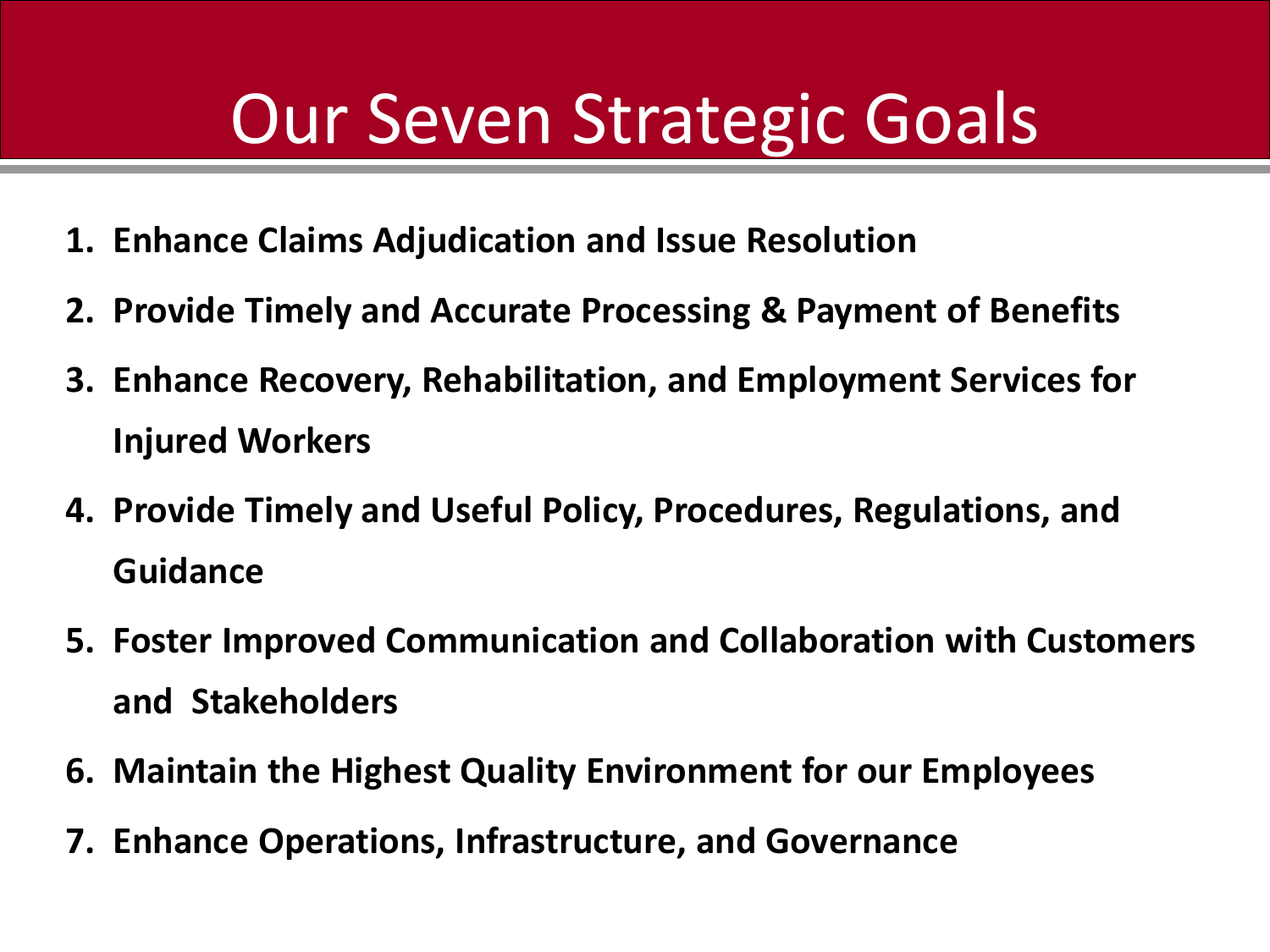# Our Seven Strategic Goals

1. **Enhance Claims Adjudication and Issue Resolution**
2. **Provide Timely and Accurate Processing & Payment of Benefits**
3. **Enhance Recovery, Rehabilitation, and Employment Services for Injured Workers**
4. **Provide Timely and Useful Policy, Procedures, Regulations, and Guidance**
5. **Foster Improved Communication and Collaboration with Customers and Stakeholders**
6. **Maintain the Highest Quality Environment for our Employees**
7. **Enhance Operations, Infrastructure, and Governance**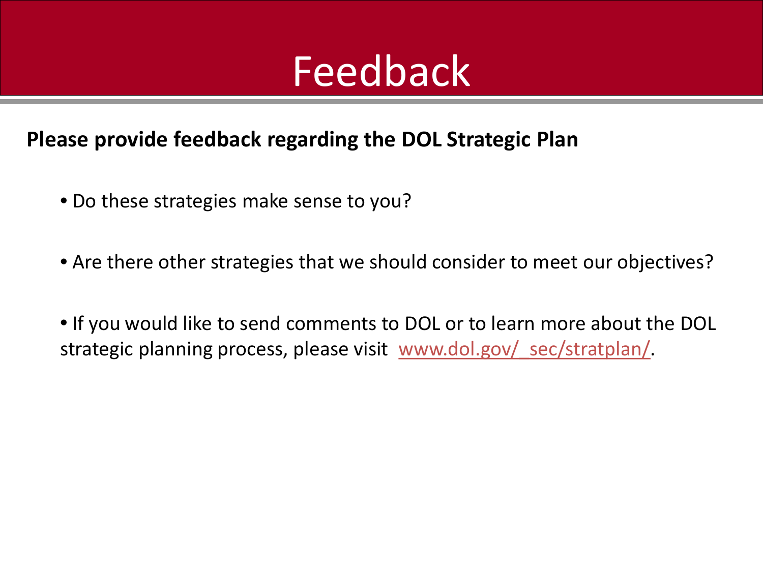# Feedback

**Please provide feedback regarding the DOL Strategic Plan**

- Do these strategies make sense to you?

- Are there other strategies that we should consider to meet our objectives?

- If you would like to send comments to DOL or to learn more about the DOL strategic planning process, please visit [www.dol.gov/_sec/stratplan/](www.dol.gov/_sec/stratplan/).